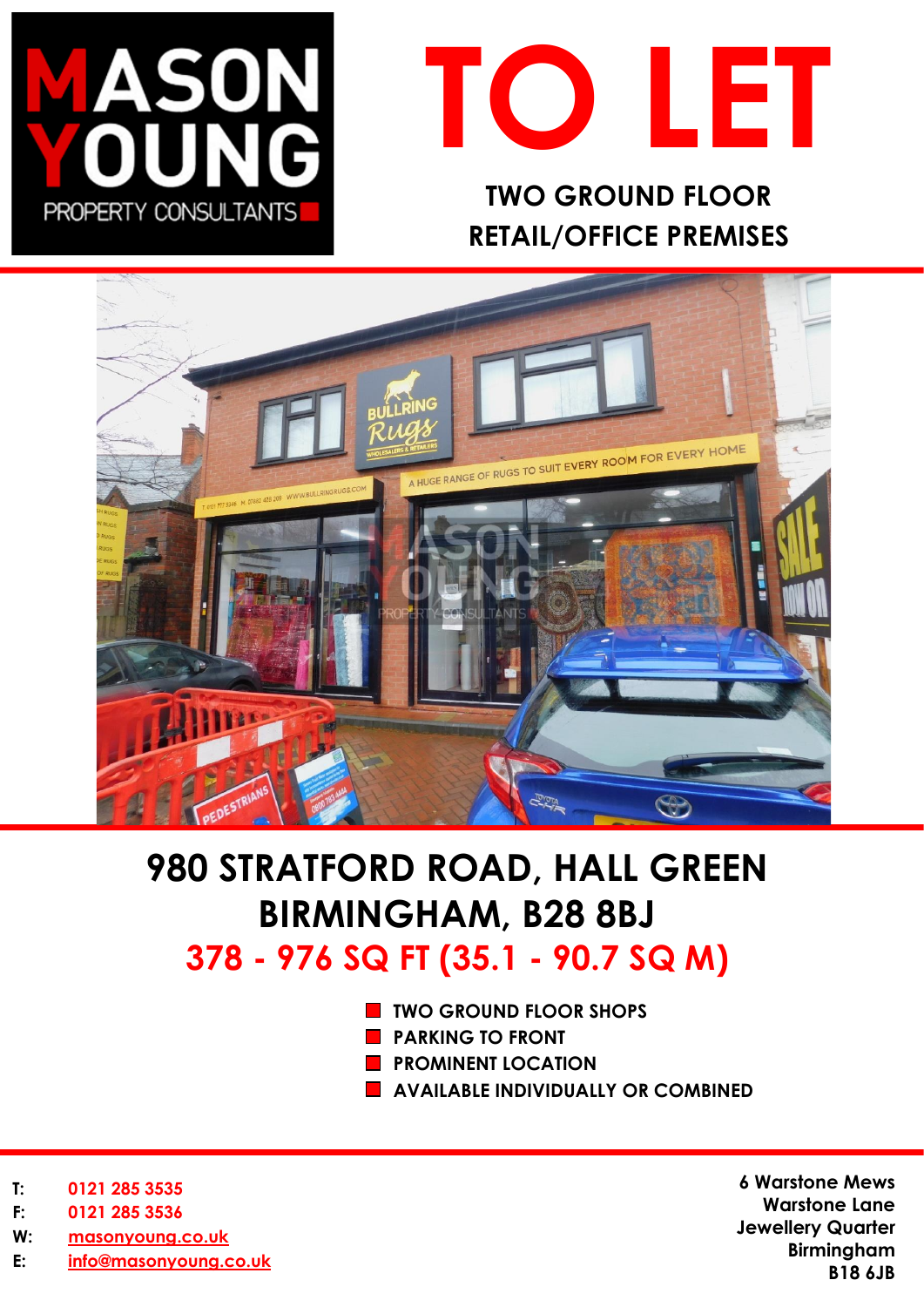MASON YOUNG
PROPERTY CONSULTANTS

# TO LET

## TWO GROUND FLOOR RETAIL/OFFICE PREMISES

## 980 STRATFORD ROAD, HALL GREEN BIRMINGHAM, B28 8BJ

## 378 - 976 SQ FT (35.1 - 90.7 SQ M)

- **TWO GROUND FLOOR SHOPS**
- **PARKING TO FRONT**
- **PROMINENT LOCATION**
- **AVAILABLE INDIVIDUALLY OR COMBINED**

T: 0121 285 3535
F: 0121 285 3536
W: masonyoung.co.uk
E: info@masonyoung.co.uk

6 Warstone Mews
Warstone Lane
Jewellery Quarter
Birmingham
B18 6JB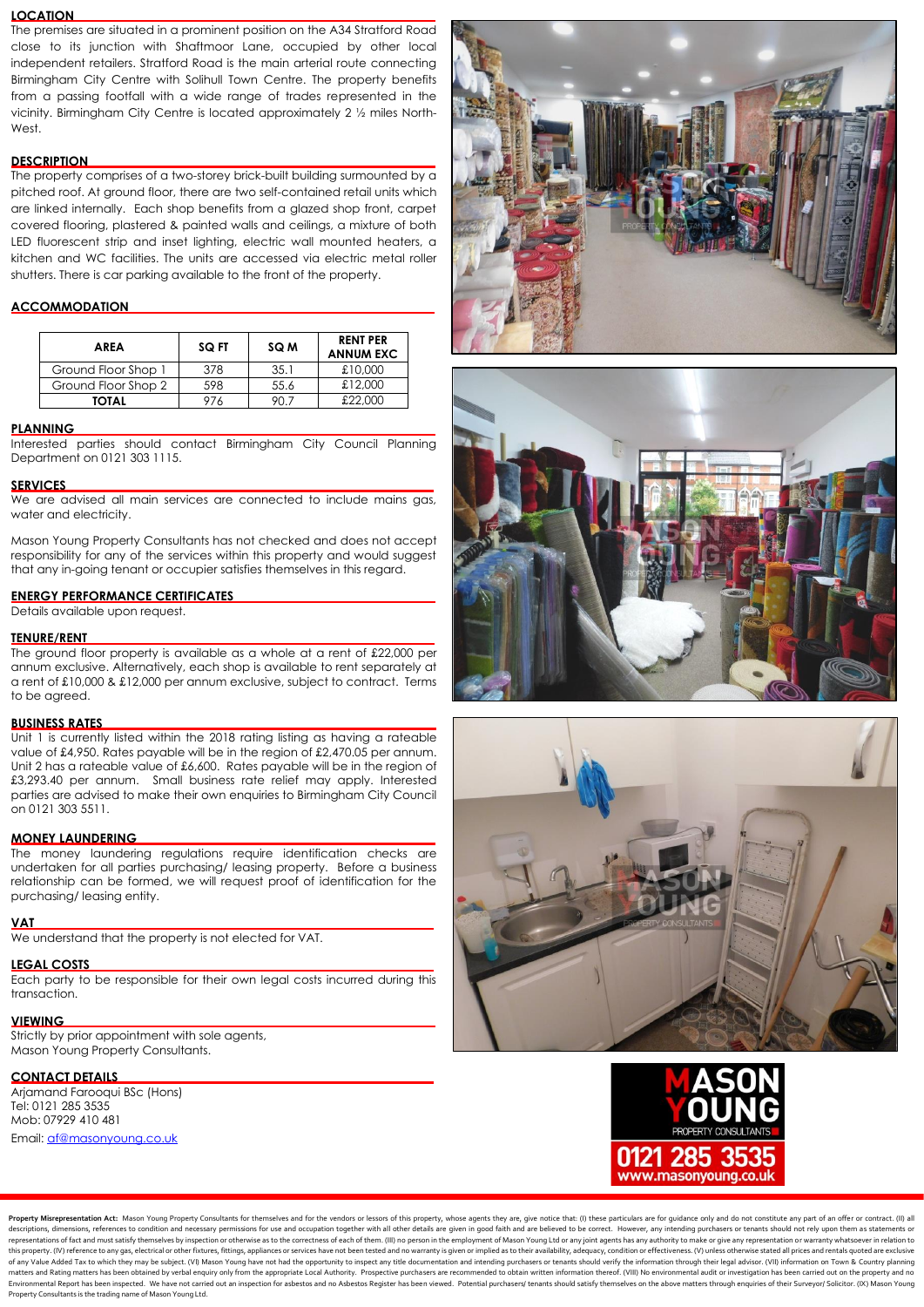## LOCATION

The premises are situated in a prominent position on the A34 Stratford Road close to its junction with Shaftmoor Lane, occupied by other local independent retailers. Stratford Road is the main arterial route connecting Birmingham City Centre with Solihull Town Centre. The property benefits from a passing footfall with a wide range of trades represented in the vicinity. Birmingham City Centre is located approximately 2 ½ miles North-West.

## DESCRIPTION

The property comprises of a two-storey brick-built building surmounted by a pitched roof. At ground floor, there are two self-contained retail units which are linked internally. Each shop benefits from a glazed shop front, carpet covered flooring, plastered & painted walls and ceilings, a mixture of both LED fluorescent strip and inset lighting, electric wall mounted heaters, a kitchen and WC facilities. The units are accessed via electric metal roller shutters. There is car parking available to the front of the property.

## ACCOMMODATION

| AREA | SQ FT | SQ M | RENT PER ANNUM EXC |
|---|---|---|---|
| Ground Floor Shop 1 | 378 | 35.1 | £10,000 |
| Ground Floor Shop 2 | 598 | 55.6 | £12,000 |
| **TOTAL** | 976 | 90.7 | £22,000 |

## PLANNING

Interested parties should contact Birmingham City Council Planning Department on 0121 303 1115.

## SERVICES

We are advised all main services are connected to include mains gas, water and electricity.

Mason Young Property Consultants has not checked and does not accept responsibility for any of the services within this property and would suggest that any in-going tenant or occupier satisfies themselves in this regard.

## ENERGY PERFORMANCE CERTIFICATES

Details available upon request.

## TENURE/RENT

The ground floor property is available as a whole at a rent of £22,000 per annum exclusive. Alternatively, each shop is available to rent separately at a rent of £10,000 & £12,000 per annum exclusive, subject to contract. Terms to be agreed.

## BUSINESS RATES

Unit 1 is currently listed within the 2018 rating listing as having a rateable value of £4,950. Rates payable will be in the region of £2,470.05 per annum. Unit 2 has a rateable value of £6,600. Rates payable will be in the region of £3,293.40 per annum. Small business rate relief may apply. Interested parties are advised to make their own enquiries to Birmingham City Council on 0121 303 5511.

## MONEY LAUNDERING

The money laundering regulations require identification checks are undertaken for all parties purchasing/ leasing property. Before a business relationship can be formed, we will request proof of identification for the purchasing/ leasing entity.

## VAT

We understand that the property is not elected for VAT.

## LEGAL COSTS

Each party to be responsible for their own legal costs incurred during this transaction.

## VIEWING

Strictly by prior appointment with sole agents,
Mason Young Property Consultants.

## CONTACT DETAILS

Arjamand Farooqui BSc (Hons)
Tel: 0121 285 3535
Mob: 07929 410 481
Email: af@masonyoung.co.uk

MASON YOUNG
PROPERTY CONSULTANTS
0121 285 3535
www.masonyoung.co.uk

**Property Misrepresentation Act:** Mason Young Property Consultants for themselves and for the vendors or lessors of this property, whose agents they are, give notice that: (I) these particulars are for guidance only and do not constitute any part of an offer or contract. (II) all descriptions, dimensions, references to condition and necessary permissions for use and occupation together with all other details are given in good faith and are believed to be correct. However, any intending purchasers or tenants should not rely upon them as statements or representations of fact and must satisfy themselves by inspection or otherwise as to the correctness of each of them. (III) no person in the employment of Mason Young Ltd or any joint agents has any authority to make or give any representation or warranty whatsoever in relation to this property. (IV) reference to any gas, electrical or other fixtures, fittings, appliances or services have not been tested and no warranty is given or implied as to their availability, adequacy, condition or effectiveness. (V) unless otherwise stated all prices and rentals quoted are exclusive of any Value Added Tax to which they may be subject. (VI) Mason Young have not had the opportunity to inspect any title documentation and intending purchasers or tenants should verify the information through their legal advisor. (VII) information on Town & Country planning matters and Rating matters has been obtained by verbal enquiry only from the appropriate Local Authority. Prospective purchasers are recommended to obtain written information thereof. (VIII) No environmental audit or investigation has been carried out on the property and no Environmental Report has been inspected. We have not carried out an inspection for asbestos and no Asbestos Register has been viewed. Potential purchasers/ tenants should satisfy themselves on the above matters through enquiries of their Surveyor/ Solicitor. (IX) Mason Young Property Consultants is the trading name of Mason Young Ltd.